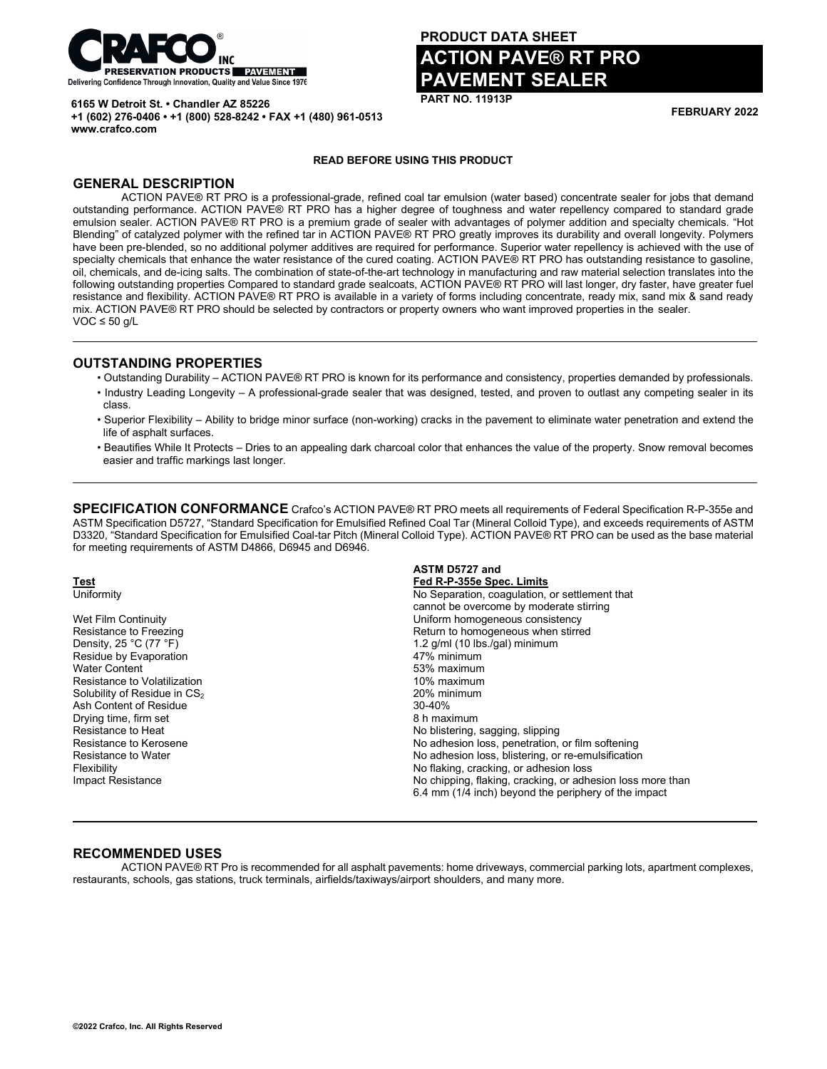**CRAFCO® INC**
PRESERVATION PRODUCTS | PAVEMENT
Delivering Confidence Through Innovation, Quality and Value Since 1976

**6165 W Detroit St. • Chandler AZ 85226**
**+1 (602) 276-0406 • +1 (800) 528-8242 • FAX +1 (480) 961-0513**
**www.crafco.com**

**PRODUCT DATA SHEET**

# ACTION PAVE® RT PRO PAVEMENT SEALER

**PART NO. 11913P**

**FEBRUARY 2022**

**READ BEFORE USING THIS PRODUCT**

## GENERAL DESCRIPTION

ACTION PAVE® RT PRO is a professional-grade, refined coal tar emulsion (water based) concentrate sealer for jobs that demand outstanding performance. ACTION PAVE® RT PRO has a higher degree of toughness and water repellency compared to standard grade emulsion sealer. ACTION PAVE® RT PRO is a premium grade of sealer with advantages of polymer addition and specialty chemicals. "Hot Blending" of catalyzed polymer with the refined tar in ACTION PAVE® RT PRO greatly improves its durability and overall longevity. Polymers have been pre-blended, so no additional polymer additives are required for performance. Superior water repellency is achieved with the use of specialty chemicals that enhance the water resistance of the cured coating. ACTION PAVE® RT PRO has outstanding resistance to gasoline, oil, chemicals, and de-icing salts. The combination of state-of-the-art technology in manufacturing and raw material selection translates into the following outstanding properties Compared to standard grade sealcoats, ACTION PAVE® RT PRO will last longer, dry faster, have greater fuel resistance and flexibility. ACTION PAVE® RT PRO is available in a variety of forms including concentrate, ready mix, sand mix & sand ready mix. ACTION PAVE® RT PRO should be selected by contractors or property owners who want improved properties in the sealer.
VOC ≤ 50 g/L

## OUTSTANDING PROPERTIES

- Outstanding Durability – ACTION PAVE® RT PRO is known for its performance and consistency, properties demanded by professionals.
- Industry Leading Longevity – A professional-grade sealer that was designed, tested, and proven to outlast any competing sealer in its class.
- Superior Flexibility – Ability to bridge minor surface (non-working) cracks in the pavement to eliminate water penetration and extend the life of asphalt surfaces.
- Beautifies While It Protects – Dries to an appealing dark charcoal color that enhances the value of the property. Snow removal becomes easier and traffic markings last longer.

## SPECIFICATION CONFORMANCE

Crafco's ACTION PAVE® RT PRO meets all requirements of Federal Specification R-P-355e and ASTM Specification D5727, "Standard Specification for Emulsified Refined Coal Tar (Mineral Colloid Type), and exceeds requirements of ASTM D3320, "Standard Specification for Emulsified Coal-tar Pitch (Mineral Colloid Type). ACTION PAVE® RT PRO can be used as the base material for meeting requirements of ASTM D4866, D6945 and D6946.

| Test | ASTM D5727 and Fed R-P-355e Spec. Limits |
|---|---|
| Uniformity | No Separation, coagulation, or settlement that cannot be overcome by moderate stirring |
| Wet Film Continuity | Uniform homogeneous consistency |
| Resistance to Freezing | Return to homogeneous when stirred |
| Density, 25 °C (77 °F) | 1.2 g/ml (10 lbs./gal) minimum |
| Residue by Evaporation | 47% minimum |
| Water Content | 53% maximum |
| Resistance to Volatilization | 10% maximum |
| Solubility of Residue in $CS_2$ | 20% minimum |
| Ash Content of Residue | 30-40% |
| Drying time, firm set | 8 h maximum |
| Resistance to Heat | No blistering, sagging, slipping |
| Resistance to Kerosene | No adhesion loss, penetration, or film softening |
| Resistance to Water | No adhesion loss, blistering, or re-emulsification |
| Flexibility | No flaking, cracking, or adhesion loss |
| Impact Resistance | No chipping, flaking, cracking, or adhesion loss more than 6.4 mm (1/4 inch) beyond the periphery of the impact |

## RECOMMENDED USES

ACTION PAVE® RT Pro is recommended for all asphalt pavements: home driveways, commercial parking lots, apartment complexes, restaurants, schools, gas stations, truck terminals, airfields/taxiways/airport shoulders, and many more.

**©2022 Crafco, Inc. All Rights Reserved**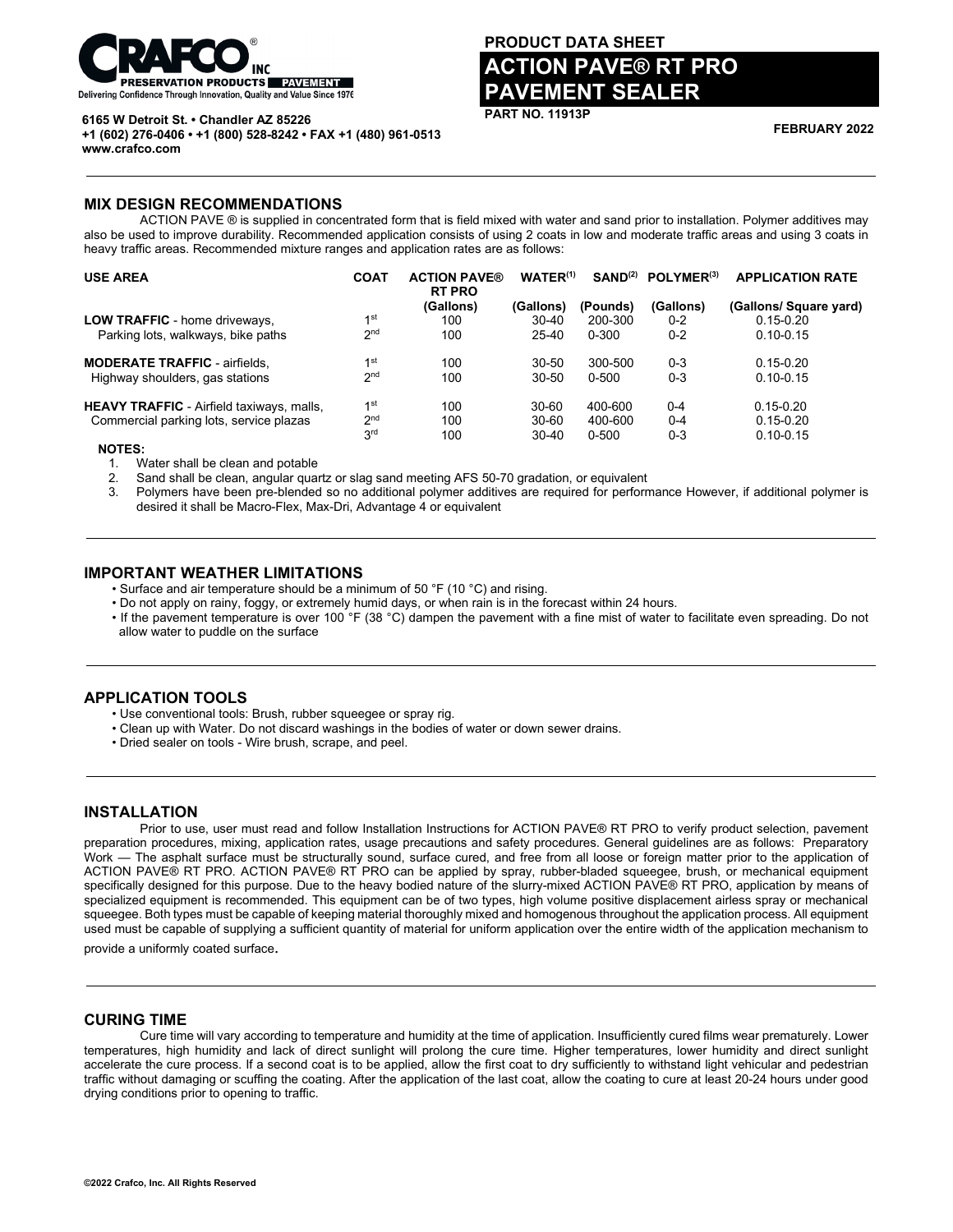**CRAFCO INC** PRESERVATION PRODUCTS PAVEMENT
Delivering Confidence Through Innovation, Quality and Value Since 1976

**6165 W Detroit St. • Chandler AZ 85226**
**+1 (602) 276-0406 • +1 (800) 528-8242 • FAX +1 (480) 961-0513**
**www.crafco.com**

**PRODUCT DATA SHEET**

# ACTION PAVE® RT PRO PAVEMENT SEALER

**PART NO. 11913P**

**FEBRUARY 2022**

## MIX DESIGN RECOMMENDATIONS

ACTION PAVE ® is supplied in concentrated form that is field mixed with water and sand prior to installation. Polymer additives may also be used to improve durability. Recommended application consists of using 2 coats in low and moderate traffic areas and using 3 coats in heavy traffic areas. Recommended mixture ranges and application rates are as follows:

| USE AREA | COAT | ACTION PAVE® RT PRO (Gallons) | WATER[1] (Gallons) | SAND[2] (Pounds) | POLYMER[3] (Gallons) | APPLICATION RATE (Gallons/ Square yard) |
|---|---|---|---|---|---|---|
| **LOW TRAFFIC** - home driveways, | 1st | 100 | 30-40 | 200-300 | 0-2 | 0.15-0.20 |
| Parking lots, walkways, bike paths | 2nd | 100 | 25-40 | 0-300 | 0-2 | 0.10-0.15 |
| **MODERATE TRAFFIC** - airfields, | 1st | 100 | 30-50 | 300-500 | 0-3 | 0.15-0.20 |
| Highway shoulders, gas stations | 2nd | 100 | 30-50 | 0-500 | 0-3 | 0.10-0.15 |
| **HEAVY TRAFFIC** - Airfield taxiways, malls, | 1st | 100 | 30-60 | 400-600 | 0-4 | 0.15-0.20 |
| Commercial parking lots, service plazas | 2nd | 100 | 30-60 | 400-600 | 0-4 | 0.15-0.20 |
| | 3rd | 100 | 30-40 | 0-500 | 0-3 | 0.10-0.15 |

**NOTES:**

1. Water shall be clean and potable
2. Sand shall be clean, angular quartz or slag sand meeting AFS 50-70 gradation, or equivalent
3. Polymers have been pre-blended so no additional polymer additives are required for performance However, if additional polymer is desired it shall be Macro-Flex, Max-Dri, Advantage 4 or equivalent

## IMPORTANT WEATHER LIMITATIONS

- Surface and air temperature should be a minimum of 50 °F (10 °C) and rising.
- Do not apply on rainy, foggy, or extremely humid days, or when rain is in the forecast within 24 hours.
- If the pavement temperature is over 100 °F (38 °C) dampen the pavement with a fine mist of water to facilitate even spreading. Do not allow water to puddle on the surface

## APPLICATION TOOLS

- Use conventional tools: Brush, rubber squeegee or spray rig.
- Clean up with Water. Do not discard washings in the bodies of water or down sewer drains.
- Dried sealer on tools - Wire brush, scrape, and peel.

## INSTALLATION

Prior to use, user must read and follow Installation Instructions for ACTION PAVE® RT PRO to verify product selection, pavement preparation procedures, mixing, application rates, usage precautions and safety procedures. General guidelines are as follows: Preparatory Work — The asphalt surface must be structurally sound, surface cured, and free from all loose or foreign matter prior to the application of ACTION PAVE® RT PRO. ACTION PAVE® RT PRO can be applied by spray, rubber-bladed squeegee, brush, or mechanical equipment specifically designed for this purpose. Due to the heavy bodied nature of the slurry-mixed ACTION PAVE® RT PRO, application by means of specialized equipment is recommended. This equipment can be of two types, high volume positive displacement airless spray or mechanical squeegee. Both types must be capable of keeping material thoroughly mixed and homogenous throughout the application process. All equipment used must be capable of supplying a sufficient quantity of material for uniform application over the entire width of the application mechanism to provide a uniformly coated surface.

## CURING TIME

Cure time will vary according to temperature and humidity at the time of application. Insufficiently cured films wear prematurely. Lower temperatures, high humidity and lack of direct sunlight will prolong the cure time. Higher temperatures, lower humidity and direct sunlight accelerate the cure process. If a second coat is to be applied, allow the first coat to dry sufficiently to withstand light vehicular and pedestrian traffic without damaging or scuffing the coating. After the application of the last coat, allow the coating to cure at least 20-24 hours under good drying conditions prior to opening to traffic.

**©2022 Crafco, Inc. All Rights Reserved**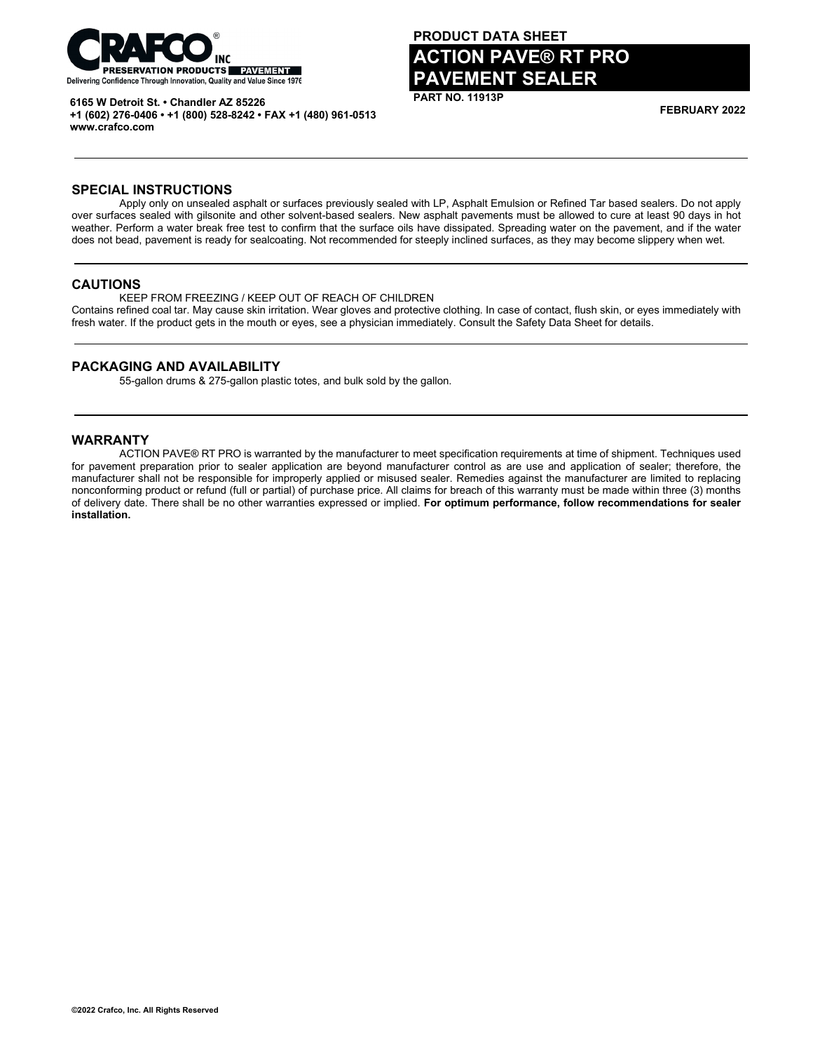**CRAFCO INC**
**PRESERVATION PRODUCTS PAVEMENT**
Delivering Confidence Through Innovation, Quality and Value Since 1976

**6165 W Detroit St. • Chandler AZ 85226**
**+1 (602) 276-0406 • +1 (800) 528-8242 • FAX +1 (480) 961-0513**
**www.crafco.com**

**PRODUCT DATA SHEET**

# ACTION PAVE® RT PRO PAVEMENT SEALER

**PART NO. 11913P**

**FEBRUARY 2022**

---

## SPECIAL INSTRUCTIONS

Apply only on unsealed asphalt or surfaces previously sealed with LP, Asphalt Emulsion or Refined Tar based sealers. Do not apply over surfaces sealed with gilsonite and other solvent-based sealers. New asphalt pavements must be allowed to cure at least 90 days in hot weather. Perform a water break free test to confirm that the surface oils have dissipated. Spreading water on the pavement, and if the water does not bead, pavement is ready for sealcoating. Not recommended for steeply inclined surfaces, as they may become slippery when wet.

---

## CAUTIONS

KEEP FROM FREEZING / KEEP OUT OF REACH OF CHILDREN

Contains refined coal tar. May cause skin irritation. Wear gloves and protective clothing. In case of contact, flush skin, or eyes immediately with fresh water. If the product gets in the mouth or eyes, see a physician immediately. Consult the Safety Data Sheet for details.

---

## PACKAGING AND AVAILABILITY

55-gallon drums & 275-gallon plastic totes, and bulk sold by the gallon.

---

## WARRANTY

ACTION PAVE® RT PRO is warranted by the manufacturer to meet specification requirements at time of shipment. Techniques used for pavement preparation prior to sealer application are beyond manufacturer control as are use and application of sealer; therefore, the manufacturer shall not be responsible for improperly applied or misused sealer. Remedies against the manufacturer are limited to replacing nonconforming product or refund (full or partial) of purchase price. All claims for breach of this warranty must be made within three (3) months of delivery date. There shall be no other warranties expressed or implied. **For optimum performance, follow recommendations for sealer installation.**

**©2022 Crafco, Inc. All Rights Reserved**